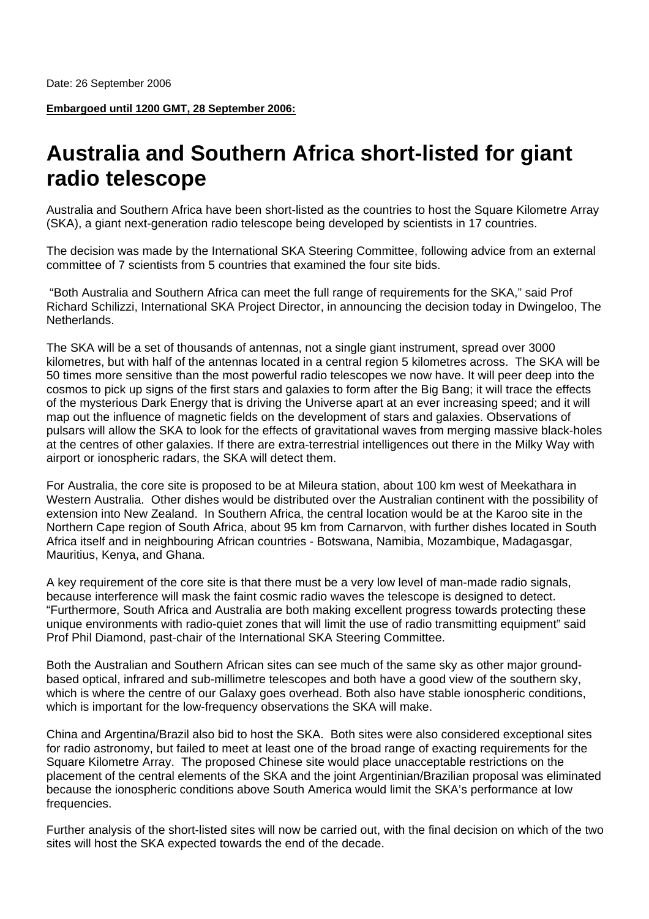Date: 26 September 2006

**Embargoed until 1200 GMT, 28 September 2006:**

# Australia and Southern Africa short-listed for giant radio telescope

Australia and Southern Africa have been short-listed as the countries to host the Square Kilometre Array (SKA), a giant next-generation radio telescope being developed by scientists in 17 countries.

The decision was made by the International SKA Steering Committee, following advice from an external committee of 7 scientists from 5 countries that examined the four site bids.

"Both Australia and Southern Africa can meet the full range of requirements for the SKA," said Prof Richard Schilizzi, International SKA Project Director, in announcing the decision today in Dwingeloo, The Netherlands.

The SKA will be a set of thousands of antennas, not a single giant instrument, spread over 3000 kilometres, but with half of the antennas located in a central region 5 kilometres across. The SKA will be 50 times more sensitive than the most powerful radio telescopes we now have. It will peer deep into the cosmos to pick up signs of the first stars and galaxies to form after the Big Bang; it will trace the effects of the mysterious Dark Energy that is driving the Universe apart at an ever increasing speed; and it will map out the influence of magnetic fields on the development of stars and galaxies. Observations of pulsars will allow the SKA to look for the effects of gravitational waves from merging massive black-holes at the centres of other galaxies. If there are extra-terrestrial intelligences out there in the Milky Way with airport or ionospheric radars, the SKA will detect them.

For Australia, the core site is proposed to be at Mileura station, about 100 km west of Meekathara in Western Australia. Other dishes would be distributed over the Australian continent with the possibility of extension into New Zealand. In Southern Africa, the central location would be at the Karoo site in the Northern Cape region of South Africa, about 95 km from Carnarvon, with further dishes located in South Africa itself and in neighbouring African countries - Botswana, Namibia, Mozambique, Madagasgar, Mauritius, Kenya, and Ghana.

A key requirement of the core site is that there must be a very low level of man-made radio signals, because interference will mask the faint cosmic radio waves the telescope is designed to detect. "Furthermore, South Africa and Australia are both making excellent progress towards protecting these unique environments with radio-quiet zones that will limit the use of radio transmitting equipment" said Prof Phil Diamond, past-chair of the International SKA Steering Committee.

Both the Australian and Southern African sites can see much of the same sky as other major ground-based optical, infrared and sub-millimetre telescopes and both have a good view of the southern sky, which is where the centre of our Galaxy goes overhead. Both also have stable ionospheric conditions, which is important for the low-frequency observations the SKA will make.

China and Argentina/Brazil also bid to host the SKA. Both sites were also considered exceptional sites for radio astronomy, but failed to meet at least one of the broad range of exacting requirements for the Square Kilometre Array. The proposed Chinese site would place unacceptable restrictions on the placement of the central elements of the SKA and the joint Argentinian/Brazilian proposal was eliminated because the ionospheric conditions above South America would limit the SKA's performance at low frequencies.

Further analysis of the short-listed sites will now be carried out, with the final decision on which of the two sites will host the SKA expected towards the end of the decade.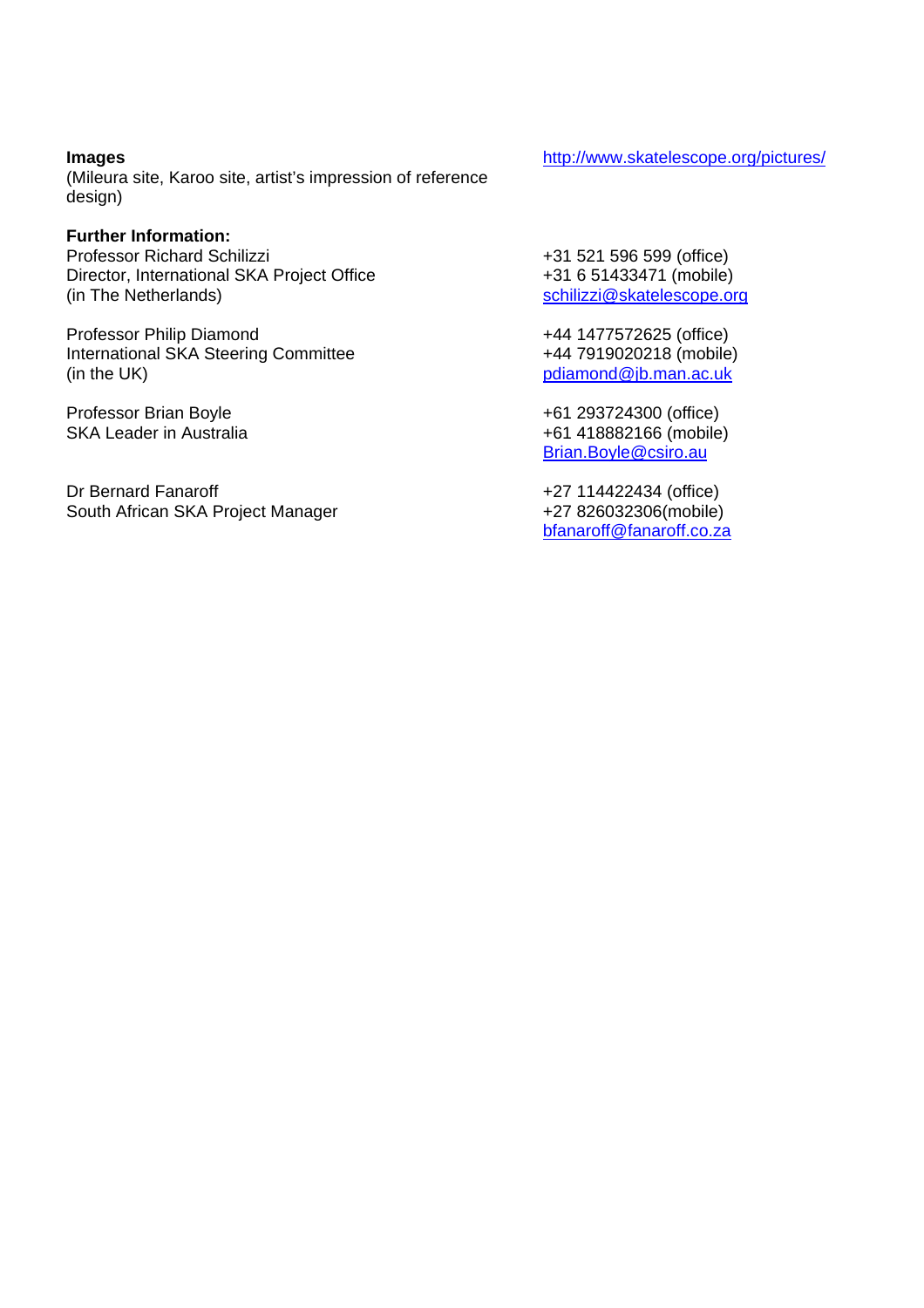**Images**
(Mileura site, Karoo site, artist's impression of reference design)

http://www.skatelescope.org/pictures/

**Further Information:**

Professor Richard Schilizzi
Director, International SKA Project Office
(in The Netherlands)

+31 521 596 599 (office)
+31 6 51433471 (mobile)
schilizzi@skatelescope.org

Professor Philip Diamond
International SKA Steering Committee
(in the UK)

+44 1477572625 (office)
+44 7919020218 (mobile)
pdiamond@jb.man.ac.uk

Professor Brian Boyle
SKA Leader in Australia

+61 293724300 (office)
+61 418882166 (mobile)
Brian.Boyle@csiro.au

Dr Bernard Fanaroff
South African SKA Project Manager

+27 114422434 (office)
+27 826032306(mobile)
bfanaroff@fanaroff.co.za